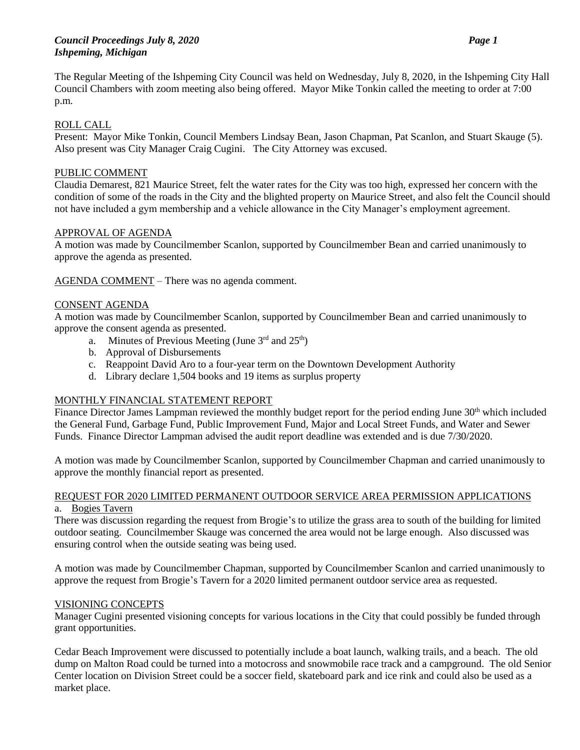The Regular Meeting of the Ishpeming City Council was held on Wednesday, July 8, 2020, in the Ishpeming City Hall Council Chambers with zoom meeting also being offered. Mayor Mike Tonkin called the meeting to order at 7:00 p.m.

ROLL CALL

Present: Mayor Mike Tonkin, Council Members Lindsay Bean, Jason Chapman, Pat Scanlon, and Stuart Skauge (5). Also present was City Manager Craig Cugini. The City Attorney was excused.

PUBLIC COMMENT

Claudia Demarest, 821 Maurice Street, felt the water rates for the City was too high, expressed her concern with the condition of some of the roads in the City and the blighted property on Maurice Street, and also felt the Council should not have included a gym membership and a vehicle allowance in the City Manager's employment agreement.

APPROVAL OF AGENDA

A motion was made by Councilmember Scanlon, supported by Councilmember Bean and carried unanimously to approve the agenda as presented.

AGENDA COMMENT – There was no agenda comment.

CONSENT AGENDA

A motion was made by Councilmember Scanlon, supported by Councilmember Bean and carried unanimously to approve the consent agenda as presented.

a. Minutes of Previous Meeting (June 3rd and 25th)
b. Approval of Disbursements
c. Reappoint David Aro to a four-year term on the Downtown Development Authority
d. Library declare 1,504 books and 19 items as surplus property

MONTHLY FINANCIAL STATEMENT REPORT

Finance Director James Lampman reviewed the monthly budget report for the period ending June 30th which included the General Fund, Garbage Fund, Public Improvement Fund, Major and Local Street Funds, and Water and Sewer Funds. Finance Director Lampman advised the audit report deadline was extended and is due 7/30/2020.

A motion was made by Councilmember Scanlon, supported by Councilmember Chapman and carried unanimously to approve the monthly financial report as presented.

REQUEST FOR 2020 LIMITED PERMANENT OUTDOOR SERVICE AREA PERMISSION APPLICATIONS

a. Bogies Tavern

There was discussion regarding the request from Brogie's to utilize the grass area to south of the building for limited outdoor seating. Councilmember Skauge was concerned the area would not be large enough. Also discussed was ensuring control when the outside seating was being used.

A motion was made by Councilmember Chapman, supported by Councilmember Scanlon and carried unanimously to approve the request from Brogie's Tavern for a 2020 limited permanent outdoor service area as requested.

VISIONING CONCEPTS

Manager Cugini presented visioning concepts for various locations in the City that could possibly be funded through grant opportunities.

Cedar Beach Improvement were discussed to potentially include a boat launch, walking trails, and a beach. The old dump on Malton Road could be turned into a motocross and snowmobile race track and a campground. The old Senior Center location on Division Street could be a soccer field, skateboard park and ice rink and could also be used as a market place.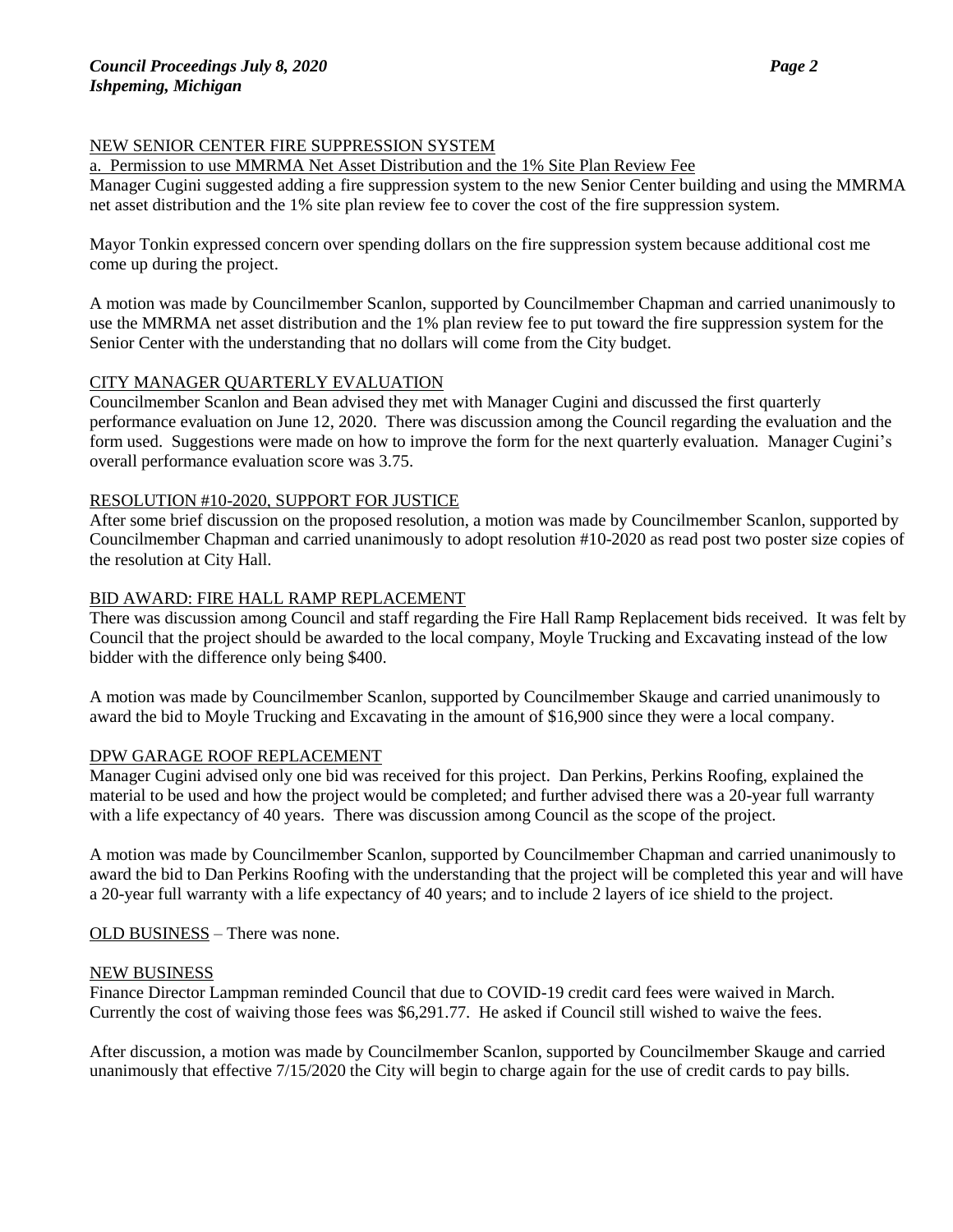## NEW SENIOR CENTER FIRE SUPPRESSION SYSTEM

a. Permission to use MMRMA Net Asset Distribution and the 1% Site Plan Review Fee

Manager Cugini suggested adding a fire suppression system to the new Senior Center building and using the MMRMA net asset distribution and the 1% site plan review fee to cover the cost of the fire suppression system.

Mayor Tonkin expressed concern over spending dollars on the fire suppression system because additional cost me come up during the project.

A motion was made by Councilmember Scanlon, supported by Councilmember Chapman and carried unanimously to use the MMRMA net asset distribution and the 1% plan review fee to put toward the fire suppression system for the Senior Center with the understanding that no dollars will come from the City budget.

## CITY MANAGER QUARTERLY EVALUATION

Councilmember Scanlon and Bean advised they met with Manager Cugini and discussed the first quarterly performance evaluation on June 12, 2020. There was discussion among the Council regarding the evaluation and the form used. Suggestions were made on how to improve the form for the next quarterly evaluation. Manager Cugini's overall performance evaluation score was 3.75.

## RESOLUTION #10-2020, SUPPORT FOR JUSTICE

After some brief discussion on the proposed resolution, a motion was made by Councilmember Scanlon, supported by Councilmember Chapman and carried unanimously to adopt resolution #10-2020 as read post two poster size copies of the resolution at City Hall.

## BID AWARD: FIRE HALL RAMP REPLACEMENT

There was discussion among Council and staff regarding the Fire Hall Ramp Replacement bids received. It was felt by Council that the project should be awarded to the local company, Moyle Trucking and Excavating instead of the low bidder with the difference only being $400.

A motion was made by Councilmember Scanlon, supported by Councilmember Skauge and carried unanimously to award the bid to Moyle Trucking and Excavating in the amount of $16,900 since they were a local company.

## DPW GARAGE ROOF REPLACEMENT

Manager Cugini advised only one bid was received for this project. Dan Perkins, Perkins Roofing, explained the material to be used and how the project would be completed; and further advised there was a 20-year full warranty with a life expectancy of 40 years. There was discussion among Council as the scope of the project.

A motion was made by Councilmember Scanlon, supported by Councilmember Chapman and carried unanimously to award the bid to Dan Perkins Roofing with the understanding that the project will be completed this year and will have a 20-year full warranty with a life expectancy of 40 years; and to include 2 layers of ice shield to the project.

## OLD BUSINESS – There was none.

## NEW BUSINESS

Finance Director Lampman reminded Council that due to COVID-19 credit card fees were waived in March. Currently the cost of waiving those fees was $6,291.77. He asked if Council still wished to waive the fees.

After discussion, a motion was made by Councilmember Scanlon, supported by Councilmember Skauge and carried unanimously that effective 7/15/2020 the City will begin to charge again for the use of credit cards to pay bills.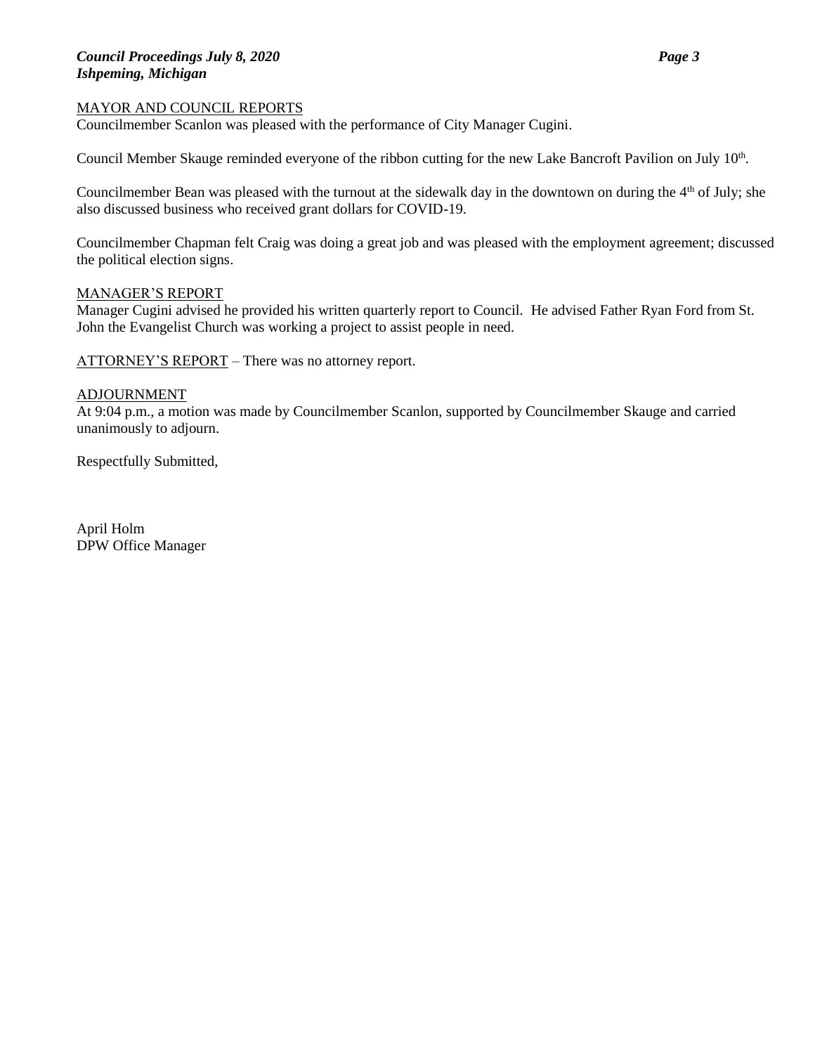MAYOR AND COUNCIL REPORTS

Councilmember Scanlon was pleased with the performance of City Manager Cugini.

Council Member Skauge reminded everyone of the ribbon cutting for the new Lake Bancroft Pavilion on July 10th.

Councilmember Bean was pleased with the turnout at the sidewalk day in the downtown on during the 4th of July; she also discussed business who received grant dollars for COVID-19.

Councilmember Chapman felt Craig was doing a great job and was pleased with the employment agreement; discussed the political election signs.

MANAGER'S REPORT

Manager Cugini advised he provided his written quarterly report to Council. He advised Father Ryan Ford from St. John the Evangelist Church was working a project to assist people in need.

ATTORNEY'S REPORT – There was no attorney report.

ADJOURNMENT

At 9:04 p.m., a motion was made by Councilmember Scanlon, supported by Councilmember Skauge and carried unanimously to adjourn.

Respectfully Submitted,

April Holm
DPW Office Manager